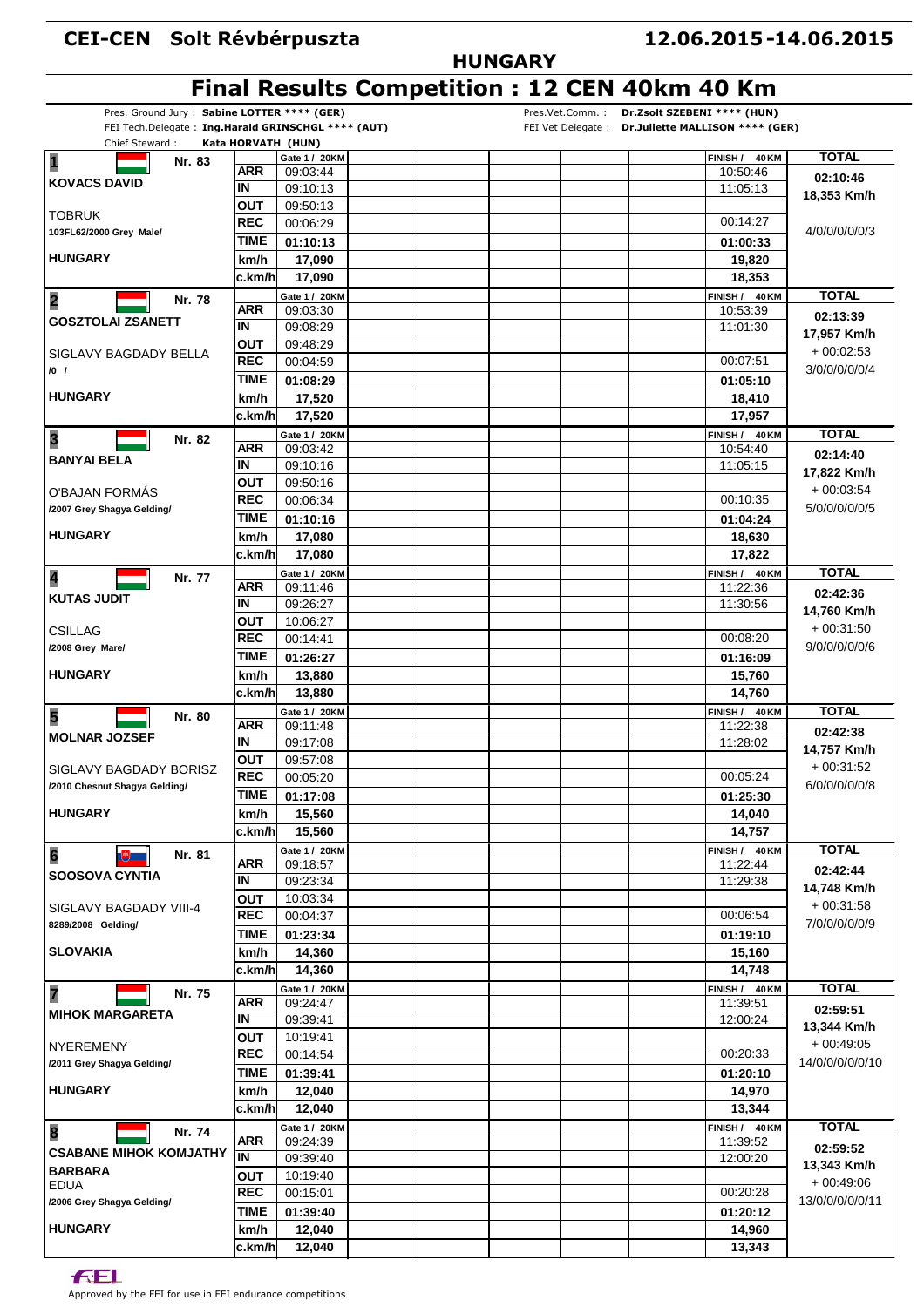# CEI-CEN Solt Révbérpuszta

12.06.2015-14.06.2015

**HUNGARY**

## Final Results Competition : 12 CEN 40km 40 Km

Pres. Ground Jury : **Sabine LOTTER \*\*\*\* (GER)**
FEI Tech.Delegate : **Ing.Harald GRINSCHGL \*\*\*\* (AUT)**
Chief Steward : **Kata HORVATH (HUN)**
Pres.Vet.Comm. : **Dr.Zsolt SZEBENI \*\*\*\* (HUN)**
FEI Vet Delegate : **Dr.Juliette MALLISON \*\*\*\* (GER)**

| Rank / Rider / Horse / Country | | Gate 1 / 20KM | FINISH / 40KM | TOTAL |
|---|---|---|---|---|
| **1** Nr. 83 **KOVACS DAVID** — TOBRUK — 103FL62/2000 Grey Male/ — **HUNGARY** | ARR | 09:03:44 | 10:50:46 | **02:10:46** |
| | IN | 09:10:13 | 11:05:13 | **18,353 Km/h** |
| | OUT | 09:50:13 | | |
| | REC | 00:06:29 | 00:14:27 | 4/0/0/0/0/3 |
| | TIME | **01:10:13** | **01:00:33** | |
| | km/h | **17,090** | **19,820** | |
| | c.km/h | **17,090** | **18,353** | |
| **2** Nr. 78 **GOSZTOLAI ZSANETT** — SIGLAVY BAGDADY BELLA — /0 / — **HUNGARY** | ARR | 09:03:30 | 10:53:39 | **02:13:39** |
| | IN | 09:08:29 | 11:01:30 | **17,957 Km/h** |
| | OUT | 09:48:29 | | + 00:02:53 |
| | REC | 00:04:59 | 00:07:51 | 3/0/0/0/0/4 |
| | TIME | **01:08:29** | **01:05:10** | |
| | km/h | **17,520** | **18,410** | |
| | c.km/h | **17,520** | **17,957** | |
| **3** Nr. 82 **BANYAI BELA** — O'BAJAN FORMÁS — /2007 Grey Shagya Gelding/ — **HUNGARY** | ARR | 09:03:42 | 10:54:40 | **02:14:40** |
| | IN | 09:10:16 | 11:05:15 | **17,822 Km/h** |
| | OUT | 09:50:16 | | + 00:03:54 |
| | REC | 00:06:34 | 00:10:35 | 5/0/0/0/0/5 |
| | TIME | **01:10:16** | **01:04:24** | |
| | km/h | **17,080** | **18,630** | |
| | c.km/h | **17,080** | **17,822** | |
| **4** Nr. 77 **KUTAS JUDIT** — CSILLAG — /2008 Grey Mare/ — **HUNGARY** | ARR | 09:11:46 | 11:22:36 | **02:42:36** |
| | IN | 09:26:27 | 11:30:56 | **14,760 Km/h** |
| | OUT | 10:06:27 | | + 00:31:50 |
| | REC | 00:14:41 | 00:08:20 | 9/0/0/0/0/6 |
| | TIME | **01:26:27** | **01:16:09** | |
| | km/h | **13,880** | **15,760** | |
| | c.km/h | **13,880** | **14,760** | |
| **5** Nr. 80 **MOLNAR JOZSEF** — SIGLAVY BAGDADY BORISZ — /2010 Chesnut Shagya Gelding/ — **HUNGARY** | ARR | 09:11:48 | 11:22:38 | **02:42:38** |
| | IN | 09:17:08 | 11:28:02 | **14,757 Km/h** |
| | OUT | 09:57:08 | | + 00:31:52 |
| | REC | 00:05:20 | 00:05:24 | 6/0/0/0/0/8 |
| | TIME | **01:17:08** | **01:25:30** | |
| | km/h | **15,560** | **14,040** | |
| | c.km/h | **15,560** | **14,757** | |
| **6** Nr. 81 **SOOSOVA CYNTIA** — SIGLAVY BAGDADY VIII-4 — 8289/2008 Gelding/ — **SLOVAKIA** | ARR | 09:18:57 | 11:22:44 | **02:42:44** |
| | IN | 09:23:34 | 11:29:38 | **14,748 Km/h** |
| | OUT | 10:03:34 | | + 00:31:58 |
| | REC | 00:04:37 | 00:06:54 | 7/0/0/0/0/9 |
| | TIME | **01:23:34** | **01:19:10** | |
| | km/h | **14,360** | **15,160** | |
| | c.km/h | **14,360** | **14,748** | |
| **7** Nr. 75 **MIHOK MARGARETA** — NYEREMENY — /2011 Grey Shagya Gelding/ — **HUNGARY** | ARR | 09:24:47 | 11:39:51 | **02:59:51** |
| | IN | 09:39:41 | 12:00:24 | **13,344 Km/h** |
| | OUT | 10:19:41 | | + 00:49:05 |
| | REC | 00:14:54 | 00:20:33 | 14/0/0/0/0/10 |
| | TIME | **01:39:41** | **01:20:10** | |
| | km/h | **12,040** | **14,970** | |
| | c.km/h | **12,040** | **13,344** | |
| **8** Nr. 74 **CSABANE MIHOK KOMJATHY BARBARA** — EDUA — /2006 Grey Shagya Gelding/ — **HUNGARY** | ARR | 09:24:39 | 11:39:52 | **02:59:52** |
| | IN | 09:39:40 | 12:00:20 | **13,343 Km/h** |
| | OUT | 10:19:40 | | + 00:49:06 |
| | REC | 00:15:01 | 00:20:28 | 13/0/0/0/0/11 |
| | TIME | **01:39:40** | **01:20:12** | |
| | km/h | **12,040** | **14,960** | |
| | c.km/h | **12,040** | **13,343** | |

Approved by the FEI for use in FEI endurance competitions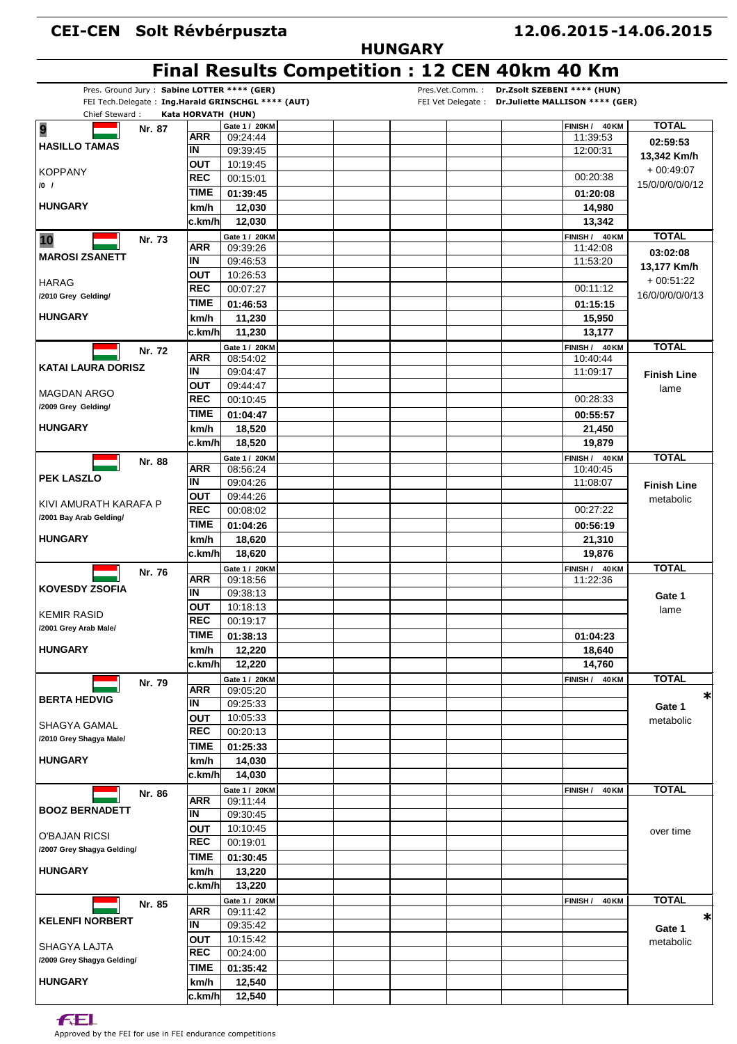# CEI-CEN Solt Révbérpuszta

**12.06.2015-14.06.2015**

## HUNGARY

## Final Results Competition : 12 CEN 40km 40 Km

Pres. Ground Jury : **Sabine LOTTER \*\*\*\* (GER)**
FEI Tech.Delegate : **Ing.Harald GRINSCHGL \*\*\*\* (AUT)**
Chief Steward : **Kata HORVATH (HUN)**
Pres.Vet.Comm. : **Dr.Zsolt SZEBENI \*\*\*\* (HUN)**
FEI Vet Delegate : **Dr.Juliette MALLISON \*\*\*\* (GER)**

| Rider / Horse | | | Gate 1 / 20KM | FINISH / 40KM | TOTAL |
|---|---|---|---|---|---|
| **9** | Nr. 87 | ARR | 09:24:44 | 11:39:53 | **02:59:53** |
| **HASILLO TAMAS** | | IN | 09:39:45 | 12:00:31 | **13,342 Km/h** |
| KOPPANY | | OUT | 10:19:45 | | + 00:49:07 |
| /0 / | | REC | 00:15:01 | 00:20:38 | 15/0/0/0/0/12 |
| | | TIME | **01:39:45** | **01:20:08** | |
| **HUNGARY** | | km/h | **12,030** | **14,980** | |
| | | c.km/h | **12,030** | **13,342** | |
| **10** | Nr. 73 | ARR | 09:39:26 | 11:42:08 | **03:02:08** |
| **MAROSI ZSANETT** | | IN | 09:46:53 | 11:53:20 | **13,177 Km/h** |
| HARAG | | OUT | 10:26:53 | | + 00:51:22 |
| /2010 Grey Gelding/ | | REC | 00:07:27 | 00:11:12 | 16/0/0/0/0/13 |
| | | TIME | **01:46:53** | **01:15:15** | |
| **HUNGARY** | | km/h | **11,230** | **15,950** | |
| | | c.km/h | **11,230** | **13,177** | |
| | Nr. 72 | ARR | 08:54:02 | 10:40:44 | |
| **KATAI LAURA DORISZ** | | IN | 09:04:47 | 11:09:17 | **Finish Line** |
| MAGDAN ARGO | | OUT | 09:44:47 | | lame |
| /2009 Grey Gelding/ | | REC | 00:10:45 | 00:28:33 | |
| | | TIME | **01:04:47** | **00:55:57** | |
| **HUNGARY** | | km/h | **18,520** | **21,450** | |
| | | c.km/h | **18,520** | **19,879** | |
| | Nr. 88 | ARR | 08:56:24 | 10:40:45 | |
| **PEK LASZLO** | | IN | 09:04:26 | 11:08:07 | **Finish Line** |
| KIVI AMURATH KARAFA P | | OUT | 09:44:26 | | metabolic |
| /2001 Bay Arab Gelding/ | | REC | 00:08:02 | 00:27:22 | |
| | | TIME | **01:04:26** | **00:56:19** | |
| **HUNGARY** | | km/h | **18,620** | **21,310** | |
| | | c.km/h | **18,620** | **19,876** | |
| | Nr. 76 | ARR | 09:18:56 | 11:22:36 | |
| **KOVESDY ZSOFIA** | | IN | 09:38:13 | | **Gate 1** |
| KEMIR RASID | | OUT | 10:18:13 | | lame |
| /2001 Grey Arab Male/ | | REC | 00:19:17 | | |
| | | TIME | **01:38:13** | **01:04:23** | |
| **HUNGARY** | | km/h | **12,220** | **18,640** | |
| | | c.km/h | **12,220** | **14,760** | |
| | Nr. 79 | ARR | 09:05:20 | | * |
| **BERTA HEDVIG** | | IN | 09:25:33 | | **Gate 1** |
| SHAGYA GAMAL | | OUT | 10:05:33 | | metabolic |
| /2010 Grey Shagya Male/ | | REC | 00:20:13 | | |
| | | TIME | **01:25:33** | | |
| **HUNGARY** | | km/h | **14,030** | | |
| | | c.km/h | **14,030** | | |
| | Nr. 86 | ARR | 09:11:44 | | |
| **BOOZ BERNADETT** | | IN | 09:30:45 | | |
| O'BAJAN RICSI | | OUT | 10:10:45 | | over time |
| /2007 Grey Shagya Gelding/ | | REC | 00:19:01 | | |
| | | TIME | **01:30:45** | | |
| **HUNGARY** | | km/h | **13,220** | | |
| | | c.km/h | **13,220** | | |
| | Nr. 85 | ARR | 09:11:42 | | * |
| **KELENFI NORBERT** | | IN | 09:35:42 | | **Gate 1** |
| SHAGYA LAJTA | | OUT | 10:15:42 | | metabolic |
| /2009 Grey Shagya Gelding/ | | REC | 00:24:00 | | |
| | | TIME | **01:35:42** | | |
| **HUNGARY** | | km/h | **12,540** | | |
| | | c.km/h | **12,540** | | |

Approved by the FEI for use in FEI endurance competitions